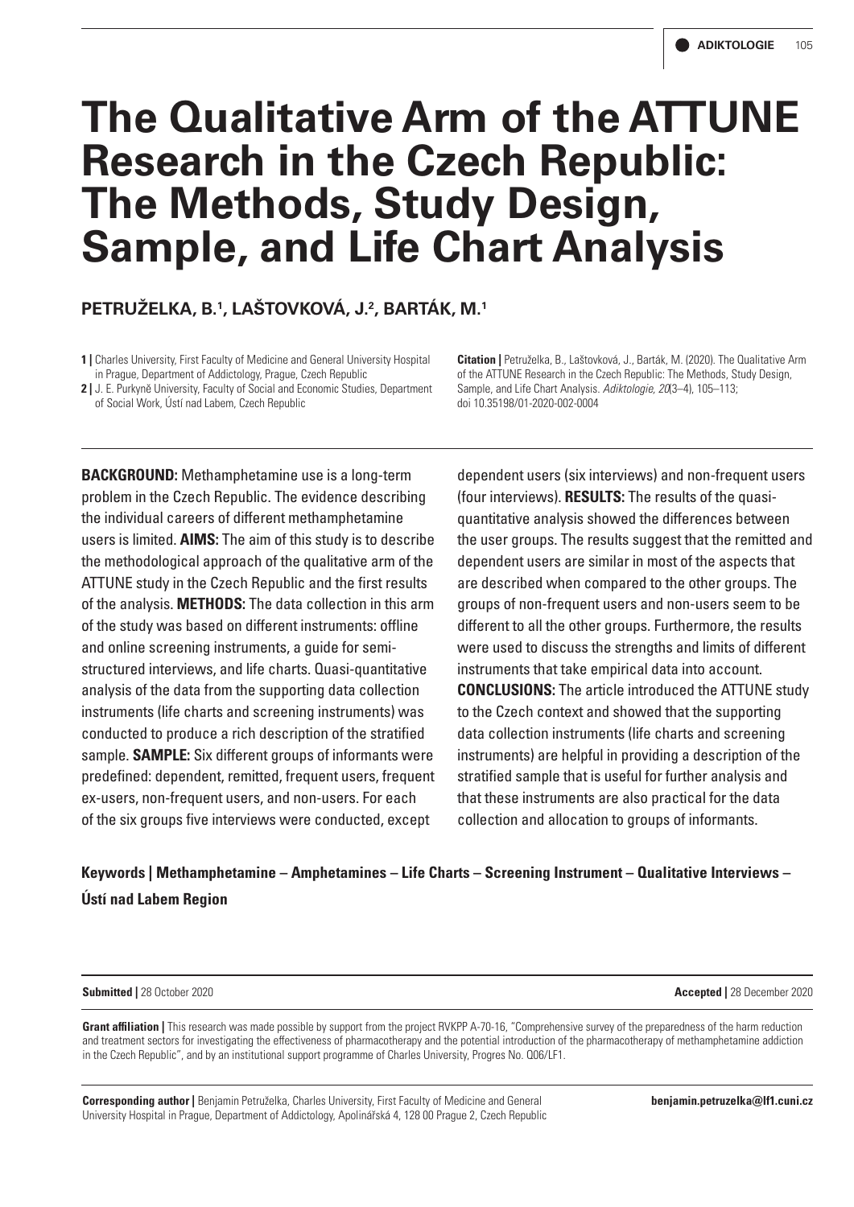# The Qualitative Arm of the ATTUNE Research in the Czech Republic: The Methods, Study Design, Sample, and Life Chart Analysis

**PETRUŽELKA, B.[1], LAŠTOVKOVÁ, J.[2], BARTÁK, M.[1]**

**1 |** Charles University, First Faculty of Medicine and General University Hospital in Prague, Department of Addictology, Prague, Czech Republic

**2 |** J. E. Purkyně University, Faculty of Social and Economic Studies, Department of Social Work, Ústí nad Labem, Czech Republic

**Citation |** Petruželka, B., Laštovková, J., Barták, M. (2020). The Qualitative Arm of the ATTUNE Research in the Czech Republic: The Methods, Study Design, Sample, and Life Chart Analysis. *Adiktologie, 20*(3–4), 105–113; doi 10.35198/01-2020-002-0004

**BACKGROUND:** Methamphetamine use is a long-term problem in the Czech Republic. The evidence describing the individual careers of different methamphetamine users is limited. **AIMS:** The aim of this study is to describe the methodological approach of the qualitative arm of the ATTUNE study in the Czech Republic and the first results of the analysis. **METHODS:** The data collection in this arm of the study was based on different instruments: offline and online screening instruments, a guide for semi-structured interviews, and life charts. Quasi-quantitative analysis of the data from the supporting data collection instruments (life charts and screening instruments) was conducted to produce a rich description of the stratified sample. **SAMPLE:** Six different groups of informants were predefined: dependent, remitted, frequent users, frequent ex-users, non-frequent users, and non-users. For each of the six groups five interviews were conducted, except dependent users (six interviews) and non-frequent users (four interviews). **RESULTS:** The results of the quasi-quantitative analysis showed the differences between the user groups. The results suggest that the remitted and dependent users are similar in most of the aspects that are described when compared to the other groups. The groups of non-frequent users and non-users seem to be different to all the other groups. Furthermore, the results were used to discuss the strengths and limits of different instruments that take empirical data into account. **CONCLUSIONS:** The article introduced the ATTUNE study to the Czech context and showed that the supporting data collection instruments (life charts and screening instruments) are helpful in providing a description of the stratified sample that is useful for further analysis and that these instruments are also practical for the data collection and allocation to groups of informants.

**Keywords | Methamphetamine – Amphetamines – Life Charts – Screening Instrument – Qualitative Interviews – Ústí nad Labem Region**

**Submitted |** 28 October 2020 **Accepted |** 28 December 2020

**Grant affiliation |** This research was made possible by support from the project RVKPP A-70-16, "Comprehensive survey of the preparedness of the harm reduction and treatment sectors for investigating the effectiveness of pharmacotherapy and the potential introduction of the pharmacotherapy of methamphetamine addiction in the Czech Republic", and by an institutional support programme of Charles University, Progres No. Q06/LF1.

**Corresponding author |** Benjamin Petruželka, Charles University, First Faculty of Medicine and General University Hospital in Prague, Department of Addictology, Apolinářská 4, 128 00 Prague 2, Czech Republic **benjamin.petruzelka@lf1.cuni.cz**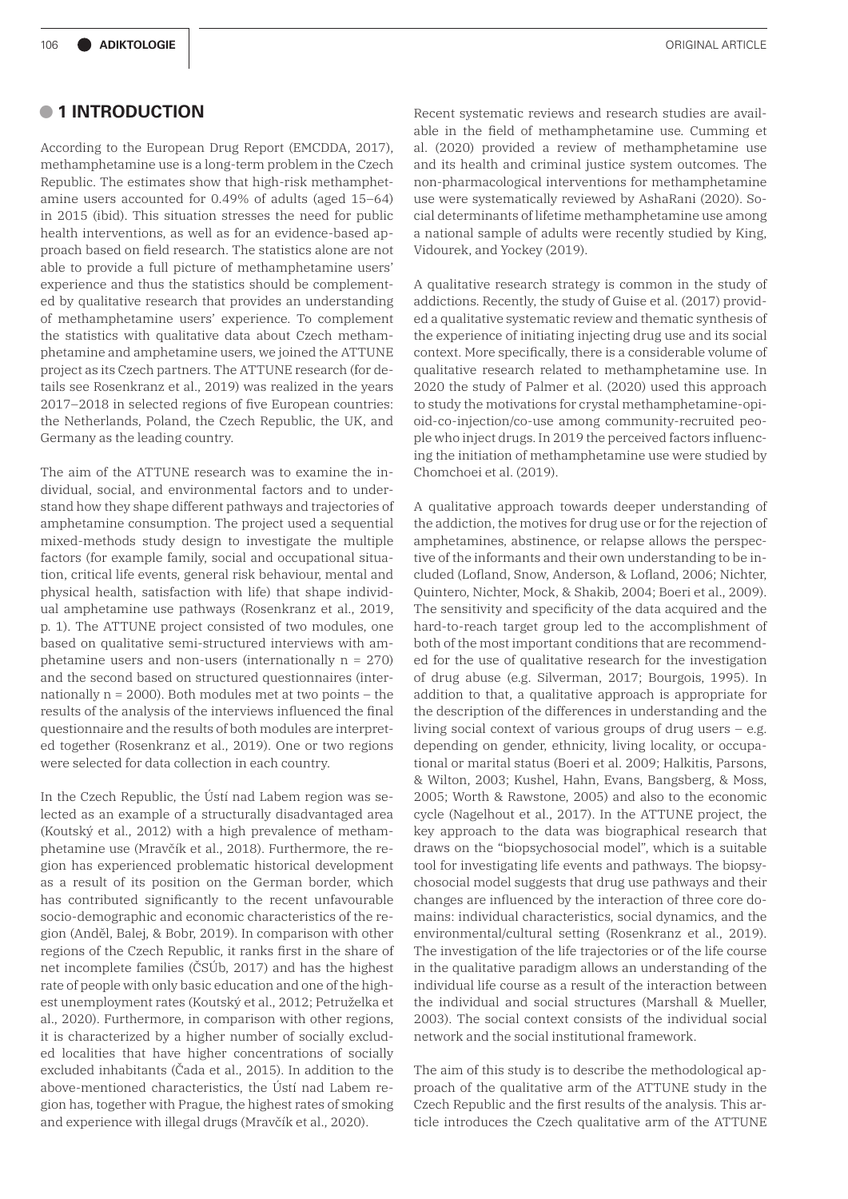## 1 INTRODUCTION

According to the European Drug Report (EMCDDA, 2017), methamphetamine use is a long-term problem in the Czech Republic. The estimates show that high-risk methamphetamine users accounted for 0.49% of adults (aged 15–64) in 2015 (ibid). This situation stresses the need for public health interventions, as well as for an evidence-based approach based on field research. The statistics alone are not able to provide a full picture of methamphetamine users' experience and thus the statistics should be complemented by qualitative research that provides an understanding of methamphetamine users' experience. To complement the statistics with qualitative data about Czech methamphetamine and amphetamine users, we joined the ATTUNE project as its Czech partners. The ATTUNE research (for details see Rosenkranz et al., 2019) was realized in the years 2017–2018 in selected regions of five European countries: the Netherlands, Poland, the Czech Republic, the UK, and Germany as the leading country.

The aim of the ATTUNE research was to examine the individual, social, and environmental factors and to understand how they shape different pathways and trajectories of amphetamine consumption. The project used a sequential mixed-methods study design to investigate the multiple factors (for example family, social and occupational situation, critical life events, general risk behaviour, mental and physical health, satisfaction with life) that shape individual amphetamine use pathways (Rosenkranz et al., 2019, p. 1). The ATTUNE project consisted of two modules, one based on qualitative semi-structured interviews with amphetamine users and non-users (internationally n = 270) and the second based on structured questionnaires (internationally n = 2000). Both modules met at two points – the results of the analysis of the interviews influenced the final questionnaire and the results of both modules are interpreted together (Rosenkranz et al., 2019). One or two regions were selected for data collection in each country.

In the Czech Republic, the Ústí nad Labem region was selected as an example of a structurally disadvantaged area (Koutský et al., 2012) with a high prevalence of methamphetamine use (Mravčík et al., 2018). Furthermore, the region has experienced problematic historical development as a result of its position on the German border, which has contributed significantly to the recent unfavourable socio-demographic and economic characteristics of the region (Anděl, Balej, & Bobr, 2019). In comparison with other regions of the Czech Republic, it ranks first in the share of net incomplete families (ČSÚb, 2017) and has the highest rate of people with only basic education and one of the highest unemployment rates (Koutský et al., 2012; Petruželka et al., 2020). Furthermore, in comparison with other regions, it is characterized by a higher number of socially excluded localities that have higher concentrations of socially excluded inhabitants (Čada et al., 2015). In addition to the above-mentioned characteristics, the Ústí nad Labem region has, together with Prague, the highest rates of smoking and experience with illegal drugs (Mravčík et al., 2020).

Recent systematic reviews and research studies are available in the field of methamphetamine use. Cumming et al. (2020) provided a review of methamphetamine use and its health and criminal justice system outcomes. The non-pharmacological interventions for methamphetamine use were systematically reviewed by AshaRani (2020). Social determinants of lifetime methamphetamine use among a national sample of adults were recently studied by King, Vidourek, and Yockey (2019).

A qualitative research strategy is common in the study of addictions. Recently, the study of Guise et al. (2017) provided a qualitative systematic review and thematic synthesis of the experience of initiating injecting drug use and its social context. More specifically, there is a considerable volume of qualitative research related to methamphetamine use. In 2020 the study of Palmer et al. (2020) used this approach to study the motivations for crystal methamphetamine-opioid-co-injection/co-use among community-recruited people who inject drugs. In 2019 the perceived factors influencing the initiation of methamphetamine use were studied by Chomchoei et al. (2019).

A qualitative approach towards deeper understanding of the addiction, the motives for drug use or for the rejection of amphetamines, abstinence, or relapse allows the perspective of the informants and their own understanding to be included (Lofland, Snow, Anderson, & Lofland, 2006; Nichter, Quintero, Nichter, Mock, & Shakib, 2004; Boeri et al., 2009). The sensitivity and specificity of the data acquired and the hard-to-reach target group led to the accomplishment of both of the most important conditions that are recommended for the use of qualitative research for the investigation of drug abuse (e.g. Silverman, 2017; Bourgois, 1995). In addition to that, a qualitative approach is appropriate for the description of the differences in understanding and the living social context of various groups of drug users – e.g. depending on gender, ethnicity, living locality, or occupational or marital status (Boeri et al. 2009; Halkitis, Parsons, & Wilton, 2003; Kushel, Hahn, Evans, Bangsberg, & Moss, 2005; Worth & Rawstone, 2005) and also to the economic cycle (Nagelhout et al., 2017). In the ATTUNE project, the key approach to the data was biographical research that draws on the "biopsychosocial model", which is a suitable tool for investigating life events and pathways. The biopsychosocial model suggests that drug use pathways and their changes are influenced by the interaction of three core domains: individual characteristics, social dynamics, and the environmental/cultural setting (Rosenkranz et al., 2019). The investigation of the life trajectories or of the life course in the qualitative paradigm allows an understanding of the individual life course as a result of the interaction between the individual and social structures (Marshall & Mueller, 2003). The social context consists of the individual social network and the social institutional framework.

The aim of this study is to describe the methodological approach of the qualitative arm of the ATTUNE study in the Czech Republic and the first results of the analysis. This article introduces the Czech qualitative arm of the ATTUNE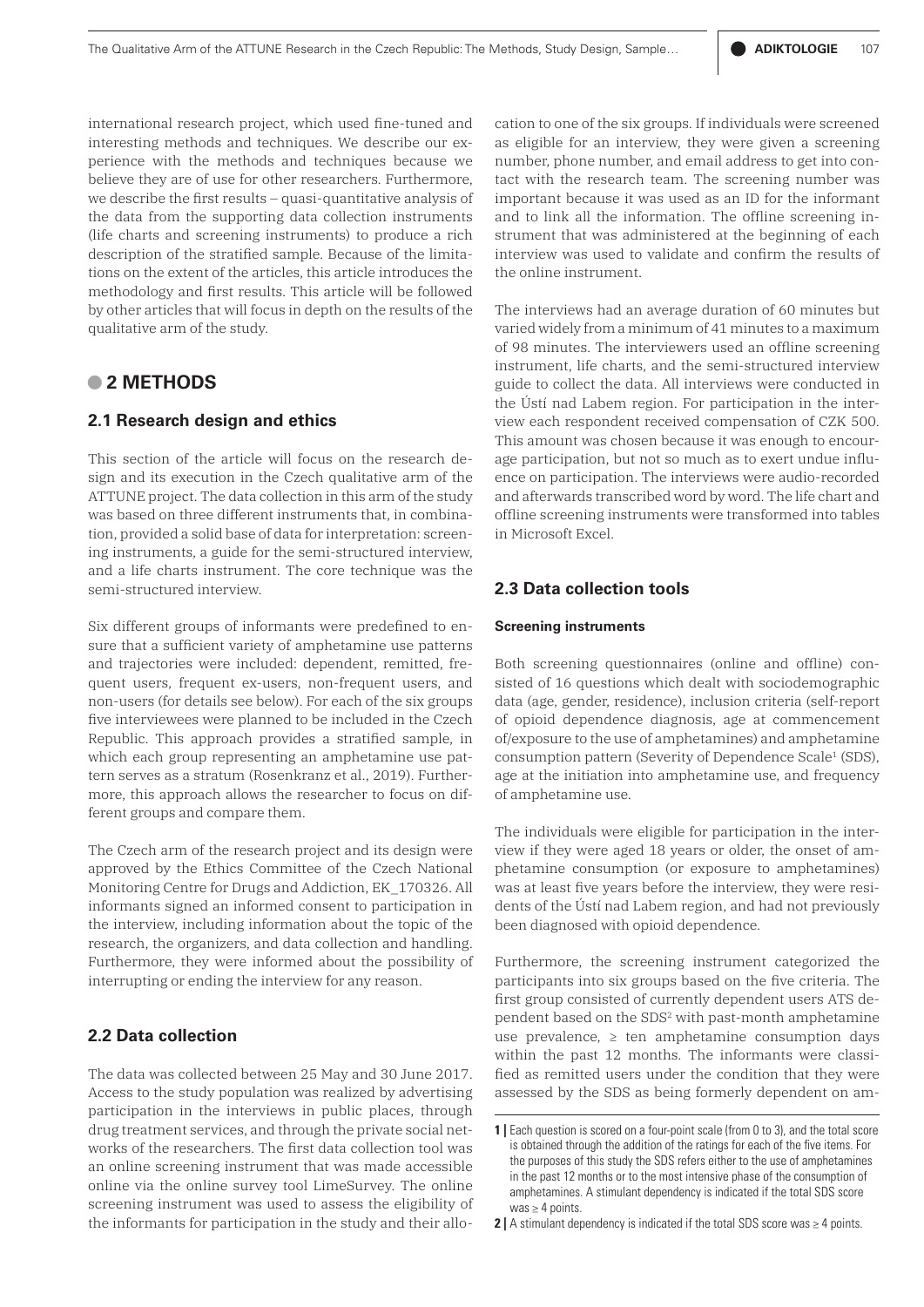international research project, which used fine-tuned and interesting methods and techniques. We describe our experience with the methods and techniques because we believe they are of use for other researchers. Furthermore, we describe the first results – quasi-quantitative analysis of the data from the supporting data collection instruments (life charts and screening instruments) to produce a rich description of the stratified sample. Because of the limitations on the extent of the articles, this article introduces the methodology and first results. This article will be followed by other articles that will focus in depth on the results of the qualitative arm of the study.

## 2 METHODS

### 2.1 Research design and ethics

This section of the article will focus on the research design and its execution in the Czech qualitative arm of the ATTUNE project. The data collection in this arm of the study was based on three different instruments that, in combination, provided a solid base of data for interpretation: screening instruments, a guide for the semi-structured interview, and a life charts instrument. The core technique was the semi-structured interview.

Six different groups of informants were predefined to ensure that a sufficient variety of amphetamine use patterns and trajectories were included: dependent, remitted, frequent users, frequent ex-users, non-frequent users, and non-users (for details see below). For each of the six groups five interviewees were planned to be included in the Czech Republic. This approach provides a stratified sample, in which each group representing an amphetamine use pattern serves as a stratum (Rosenkranz et al., 2019). Furthermore, this approach allows the researcher to focus on different groups and compare them.

The Czech arm of the research project and its design were approved by the Ethics Committee of the Czech National Monitoring Centre for Drugs and Addiction, EK_170326. All informants signed an informed consent to participation in the interview, including information about the topic of the research, the organizers, and data collection and handling. Furthermore, they were informed about the possibility of interrupting or ending the interview for any reason.

### 2.2 Data collection

The data was collected between 25 May and 30 June 2017. Access to the study population was realized by advertising participation in the interviews in public places, through drug treatment services, and through the private social networks of the researchers. The first data collection tool was an online screening instrument that was made accessible online via the online survey tool LimeSurvey. The online screening instrument was used to assess the eligibility of the informants for participation in the study and their allocation to one of the six groups. If individuals were screened as eligible for an interview, they were given a screening number, phone number, and email address to get into contact with the research team. The screening number was important because it was used as an ID for the informant and to link all the information. The offline screening instrument that was administered at the beginning of each interview was used to validate and confirm the results of the online instrument.

The interviews had an average duration of 60 minutes but varied widely from a minimum of 41 minutes to a maximum of 98 minutes. The interviewers used an offline screening instrument, life charts, and the semi-structured interview guide to collect the data. All interviews were conducted in the Ústí nad Labem region. For participation in the interview each respondent received compensation of CZK 500. This amount was chosen because it was enough to encourage participation, but not so much as to exert undue influence on participation. The interviews were audio-recorded and afterwards transcribed word by word. The life chart and offline screening instruments were transformed into tables in Microsoft Excel.

### 2.3 Data collection tools

#### Screening instruments

Both screening questionnaires (online and offline) consisted of 16 questions which dealt with sociodemographic data (age, gender, residence), inclusion criteria (self-report of opioid dependence diagnosis, age at commencement of/exposure to the use of amphetamines) and amphetamine consumption pattern (Severity of Dependence Scale[1] (SDS), age at the initiation into amphetamine use, and frequency of amphetamine use.

The individuals were eligible for participation in the interview if they were aged 18 years or older, the onset of amphetamine consumption (or exposure to amphetamines) was at least five years before the interview, they were residents of the Ústí nad Labem region, and had not previously been diagnosed with opioid dependence.

Furthermore, the screening instrument categorized the participants into six groups based on the five criteria. The first group consisted of currently dependent users ATS dependent based on the SDS[2] with past-month amphetamine use prevalence, ≥ ten amphetamine consumption days within the past 12 months. The informants were classified as remitted users under the condition that they were assessed by the SDS as being formerly dependent on am-

1 | Each question is scored on a four-point scale (from 0 to 3), and the total score is obtained through the addition of the ratings for each of the five items. For the purposes of this study the SDS refers either to the use of amphetamines in the past 12 months or to the most intensive phase of the consumption of amphetamines. A stimulant dependency is indicated if the total SDS score was ≥ 4 points.

2 | A stimulant dependency is indicated if the total SDS score was ≥ 4 points.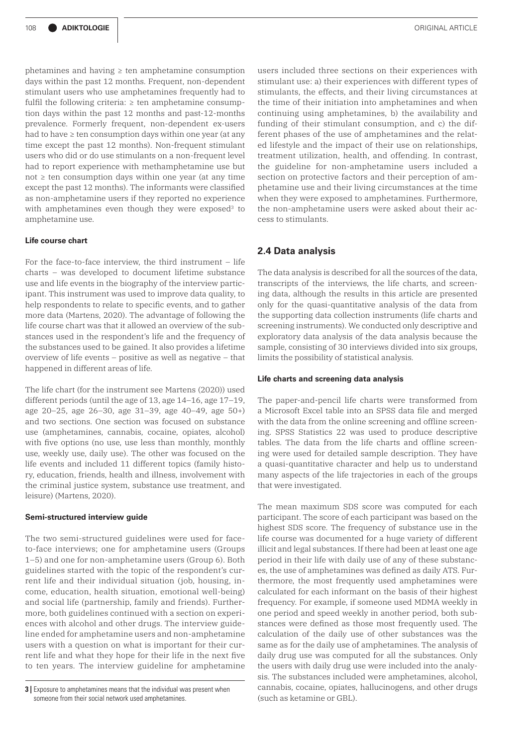phetamines and having ≥ ten amphetamine consumption days within the past 12 months. Frequent, non-dependent stimulant users who use amphetamines frequently had to fulfil the following criteria: ≥ ten amphetamine consumption days within the past 12 months and past-12-months prevalence. Formerly frequent, non-dependent ex-users had to have ≥ ten consumption days within one year (at any time except the past 12 months). Non-frequent stimulant users who did or do use stimulants on a non-frequent level had to report experience with methamphetamine use but not ≥ ten consumption days within one year (at any time except the past 12 months). The informants were classified as non-amphetamine users if they reported no experience with amphetamines even though they were exposed[3] to amphetamine use.

#### Life course chart

For the face-to-face interview, the third instrument – life charts – was developed to document lifetime substance use and life events in the biography of the interview participant. This instrument was used to improve data quality, to help respondents to relate to specific events, and to gather more data (Martens, 2020). The advantage of following the life course chart was that it allowed an overview of the substances used in the respondent's life and the frequency of the substances used to be gained. It also provides a lifetime overview of life events – positive as well as negative – that happened in different areas of life.

The life chart (for the instrument see Martens (2020)) used different periods (until the age of 13, age 14–16, age 17–19, age 20–25, age 26–30, age 31–39, age 40–49, age 50+) and two sections. One section was focused on substance use (amphetamines, cannabis, cocaine, opiates, alcohol) with five options (no use, use less than monthly, monthly use, weekly use, daily use). The other was focused on the life events and included 11 different topics (family history, education, friends, health and illness, involvement with the criminal justice system, substance use treatment, and leisure) (Martens, 2020).

#### Semi-structured interview guide

The two semi-structured guidelines were used for face-to-face interviews; one for amphetamine users (Groups 1–5) and one for non-amphetamine users (Group 6). Both guidelines started with the topic of the respondent's current life and their individual situation (job, housing, income, education, health situation, emotional well-being) and social life (partnership, family and friends). Furthermore, both guidelines continued with a section on experiences with alcohol and other drugs. The interview guideline ended for amphetamine users and non-amphetamine users with a question on what is important for their current life and what they hope for their life in the next five to ten years. The interview guideline for amphetamine users included three sections on their experiences with stimulant use: a) their experiences with different types of stimulants, the effects, and their living circumstances at the time of their initiation into amphetamines and when continuing using amphetamines, b) the availability and funding of their stimulant consumption, and c) the different phases of the use of amphetamines and the related lifestyle and the impact of their use on relationships, treatment utilization, health, and offending. In contrast, the guideline for non-amphetamine users included a section on protective factors and their perception of amphetamine use and their living circumstances at the time when they were exposed to amphetamines. Furthermore, the non-amphetamine users were asked about their access to stimulants.

## 2.4 Data analysis

The data analysis is described for all the sources of the data, transcripts of the interviews, the life charts, and screening data, although the results in this article are presented only for the quasi-quantitative analysis of the data from the supporting data collection instruments (life charts and screening instruments). We conducted only descriptive and exploratory data analysis of the data analysis because the sample, consisting of 30 interviews divided into six groups, limits the possibility of statistical analysis.

#### Life charts and screening data analysis

The paper-and-pencil life charts were transformed from a Microsoft Excel table into an SPSS data file and merged with the data from the online screening and offline screening. SPSS Statistics 22 was used to produce descriptive tables. The data from the life charts and offline screening were used for detailed sample description. They have a quasi-quantitative character and help us to understand many aspects of the life trajectories in each of the groups that were investigated.

The mean maximum SDS score was computed for each participant. The score of each participant was based on the highest SDS score. The frequency of substance use in the life course was documented for a huge variety of different illicit and legal substances. If there had been at least one age period in their life with daily use of any of these substances, the use of amphetamines was defined as daily ATS. Furthermore, the most frequently used amphetamines were calculated for each informant on the basis of their highest frequency. For example, if someone used MDMA weekly in one period and speed weekly in another period, both substances were defined as those most frequently used. The calculation of the daily use of other substances was the same as for the daily use of amphetamines. The analysis of daily drug use was computed for all the substances. Only the users with daily drug use were included into the analysis. The substances included were amphetamines, alcohol, cannabis, cocaine, opiates, hallucinogens, and other drugs (such as ketamine or GBL).

[3] Exposure to amphetamines means that the individual was present when someone from their social network used amphetamines.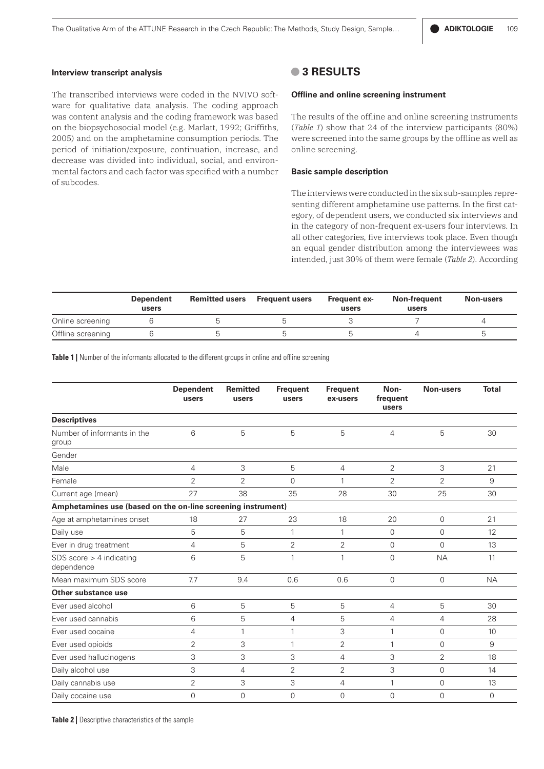#### Interview transcript analysis

The transcribed interviews were coded in the NVIVO software for qualitative data analysis. The coding approach was content analysis and the coding framework was based on the biopsychosocial model (e.g. Marlatt, 1992; Griffiths, 2005) and on the amphetamine consumption periods. The period of initiation/exposure, continuation, increase, and decrease was divided into individual, social, and environmental factors and each factor was specified with a number of subcodes.

## 3 RESULTS

#### Offline and online screening instrument

The results of the offline and online screening instruments (*Table 1*) show that 24 of the interview participants (80%) were screened into the same groups by the offline as well as online screening.

#### Basic sample description

The interviews were conducted in the six sub-samples representing different amphetamine use patterns. In the first category, of dependent users, we conducted six interviews and in the category of non-frequent ex-users four interviews. In all other categories, five interviews took place. Even though an equal gender distribution among the interviewees was intended, just 30% of them were female (*Table 2*). According

| | Dependent users | Remitted users | Frequent users | Frequent ex-users | Non-frequent users | Non-users |
|---|---|---|---|---|---|---|
| Online screening | 6 | 5 | 5 | 3 | 7 | 4 |
| Offline screening | 6 | 5 | 5 | 5 | 4 | 5 |

**Table 1 |** Number of the informants allocated to the different groups in online and offline screening

| | Dependent users | Remitted users | Frequent users | Frequent ex-users | Non-frequent users | Non-users | Total |
|---|---|---|---|---|---|---|---|
| **Descriptives** | | | | | | | |
| Number of informants in the group | 6 | 5 | 5 | 5 | 4 | 5 | 30 |
| Gender | | | | | | | |
| Male | 4 | 3 | 5 | 4 | 2 | 3 | 21 |
| Female | 2 | 2 | 0 | 1 | 2 | 2 | 9 |
| Current age (mean) | 27 | 38 | 35 | 28 | 30 | 25 | 30 |
| **Amphetamines use (based on the on-line screening instrument)** | | | | | | | |
| Age at amphetamines onset | 18 | 27 | 23 | 18 | 20 | 0 | 21 |
| Daily use | 5 | 5 | 1 | 1 | 0 | 0 | 12 |
| Ever in drug treatment | 4 | 5 | 2 | 2 | 0 | 0 | 13 |
| SDS score > 4 indicating dependence | 6 | 5 | 1 | 1 | 0 | NA | 11 |
| Mean maximum SDS score | 7.7 | 9.4 | 0.6 | 0.6 | 0 | 0 | NA |
| **Other substance use** | | | | | | | |
| Ever used alcohol | 6 | 5 | 5 | 5 | 4 | 5 | 30 |
| Ever used cannabis | 6 | 5 | 4 | 5 | 4 | 4 | 28 |
| Ever used cocaine | 4 | 1 | 1 | 3 | 1 | 0 | 10 |
| Ever used opioids | 2 | 3 | 1 | 2 | 1 | 0 | 9 |
| Ever used hallucinogens | 3 | 3 | 3 | 4 | 3 | 2 | 18 |
| Daily alcohol use | 3 | 4 | 2 | 2 | 3 | 0 | 14 |
| Daily cannabis use | 2 | 3 | 3 | 4 | 1 | 0 | 13 |
| Daily cocaine use | 0 | 0 | 0 | 0 | 0 | 0 | 0 |

**Table 2 |** Descriptive characteristics of the sample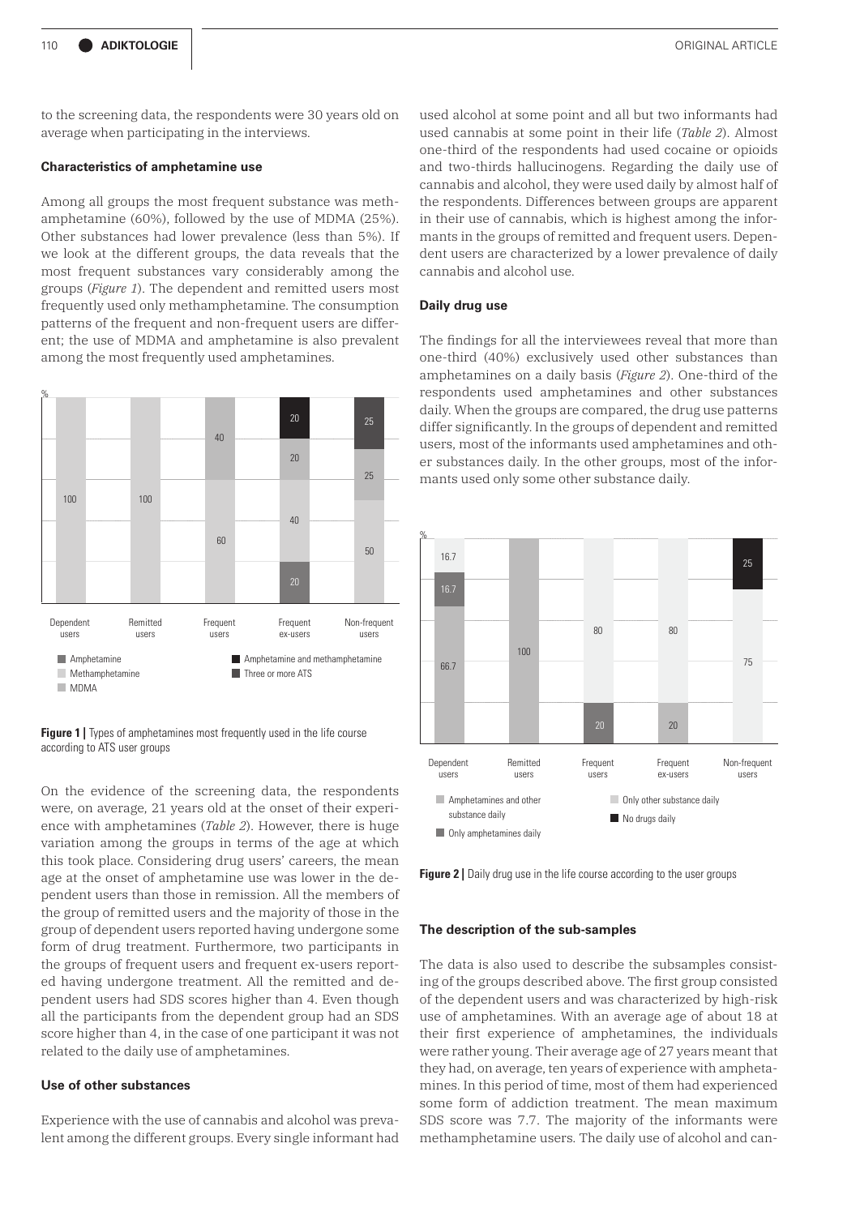to the screening data, the respondents were 30 years old on average when participating in the interviews.

### Characteristics of amphetamine use

Among all groups the most frequent substance was methamphetamine (60%), followed by the use of MDMA (25%). Other substances had lower prevalence (less than 5%). If we look at the different groups, the data reveals that the most frequent substances vary considerably among the groups (*Figure 1*). The dependent and remitted users most frequently used only methamphetamine. The consumption patterns of the frequent and non-frequent users are different; the use of MDMA and amphetamine is also prevalent among the most frequently used amphetamines.

**Figure 1 |** Types of amphetamines most frequently used in the life course according to ATS user groups

On the evidence of the screening data, the respondents were, on average, 21 years old at the onset of their experience with amphetamines (*Table 2*). However, there is huge variation among the groups in terms of the age at which this took place. Considering drug users' careers, the mean age at the onset of amphetamine use was lower in the dependent users than those in remission. All the members of the group of remitted users and the majority of those in the group of dependent users reported having undergone some form of drug treatment. Furthermore, two participants in the groups of frequent users and frequent ex-users reported having undergone treatment. All the remitted and dependent users had SDS scores higher than 4. Even though all the participants from the dependent group had an SDS score higher than 4, in the case of one participant it was not related to the daily use of amphetamines.

### Use of other substances

Experience with the use of cannabis and alcohol was prevalent among the different groups. Every single informant had used alcohol at some point and all but two informants had used cannabis at some point in their life (*Table 2*). Almost one-third of the respondents had used cocaine or opioids and two-thirds hallucinogens. Regarding the daily use of cannabis and alcohol, they were used daily by almost half of the respondents. Differences between groups are apparent in their use of cannabis, which is highest among the informants in the groups of remitted and frequent users. Dependent users are characterized by a lower prevalence of daily cannabis and alcohol use.

### Daily drug use

The findings for all the interviewees reveal that more than one-third (40%) exclusively used other substances than amphetamines on a daily basis (*Figure 2*). One-third of the respondents used amphetamines and other substances daily. When the groups are compared, the drug use patterns differ significantly. In the groups of dependent and remitted users, most of the informants used amphetamines and other substances daily. In the other groups, most of the informants used only some other substance daily.

**Figure 2 |** Daily drug use in the life course according to the user groups

### The description of the sub-samples

The data is also used to describe the subsamples consisting of the groups described above. The first group consisted of the dependent users and was characterized by high-risk use of amphetamines. With an average age of about 18 at their first experience of amphetamines, the individuals were rather young. Their average age of 27 years meant that they had, on average, ten years of experience with amphetamines. In this period of time, most of them had experienced some form of addiction treatment. The mean maximum SDS score was 7.7. The majority of the informants were methamphetamine users. The daily use of alcohol and can-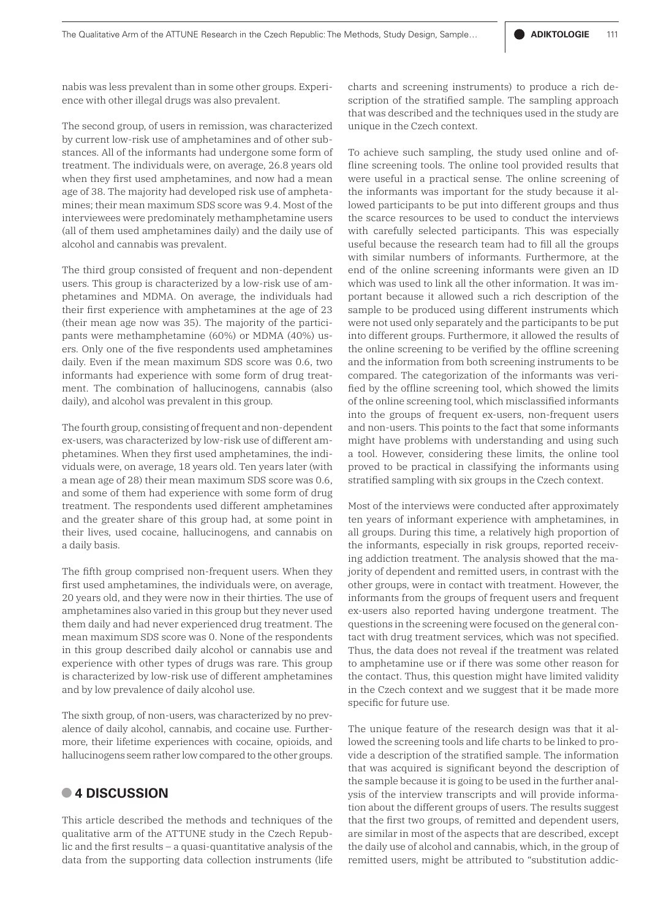nabis was less prevalent than in some other groups. Experience with other illegal drugs was also prevalent.

The second group, of users in remission, was characterized by current low-risk use of amphetamines and of other substances. All of the informants had undergone some form of treatment. The individuals were, on average, 26.8 years old when they first used amphetamines, and now had a mean age of 38. The majority had developed risk use of amphetamines; their mean maximum SDS score was 9.4. Most of the interviewees were predominately methamphetamine users (all of them used amphetamines daily) and the daily use of alcohol and cannabis was prevalent.

The third group consisted of frequent and non-dependent users. This group is characterized by a low-risk use of amphetamines and MDMA. On average, the individuals had their first experience with amphetamines at the age of 23 (their mean age now was 35). The majority of the participants were methamphetamine (60%) or MDMA (40%) users. Only one of the five respondents used amphetamines daily. Even if the mean maximum SDS score was 0.6, two informants had experience with some form of drug treatment. The combination of hallucinogens, cannabis (also daily), and alcohol was prevalent in this group.

The fourth group, consisting of frequent and non-dependent ex-users, was characterized by low-risk use of different amphetamines. When they first used amphetamines, the individuals were, on average, 18 years old. Ten years later (with a mean age of 28) their mean maximum SDS score was 0.6, and some of them had experience with some form of drug treatment. The respondents used different amphetamines and the greater share of this group had, at some point in their lives, used cocaine, hallucinogens, and cannabis on a daily basis.

The fifth group comprised non-frequent users. When they first used amphetamines, the individuals were, on average, 20 years old, and they were now in their thirties. The use of amphetamines also varied in this group but they never used them daily and had never experienced drug treatment. The mean maximum SDS score was 0. None of the respondents in this group described daily alcohol or cannabis use and experience with other types of drugs was rare. This group is characterized by low-risk use of different amphetamines and by low prevalence of daily alcohol use.

The sixth group, of non-users, was characterized by no prevalence of daily alcohol, cannabis, and cocaine use. Furthermore, their lifetime experiences with cocaine, opioids, and hallucinogens seem rather low compared to the other groups.

## 4 DISCUSSION

This article described the methods and techniques of the qualitative arm of the ATTUNE study in the Czech Republic and the first results – a quasi-quantitative analysis of the data from the supporting data collection instruments (life charts and screening instruments) to produce a rich description of the stratified sample. The sampling approach that was described and the techniques used in the study are unique in the Czech context.

To achieve such sampling, the study used online and offline screening tools. The online tool provided results that were useful in a practical sense. The online screening of the informants was important for the study because it allowed participants to be put into different groups and thus the scarce resources to be used to conduct the interviews with carefully selected participants. This was especially useful because the research team had to fill all the groups with similar numbers of informants. Furthermore, at the end of the online screening informants were given an ID which was used to link all the other information. It was important because it allowed such a rich description of the sample to be produced using different instruments which were not used only separately and the participants to be put into different groups. Furthermore, it allowed the results of the online screening to be verified by the offline screening and the information from both screening instruments to be compared. The categorization of the informants was verified by the offline screening tool, which showed the limits of the online screening tool, which misclassified informants into the groups of frequent ex-users, non-frequent users and non-users. This points to the fact that some informants might have problems with understanding and using such a tool. However, considering these limits, the online tool proved to be practical in classifying the informants using stratified sampling with six groups in the Czech context.

Most of the interviews were conducted after approximately ten years of informant experience with amphetamines, in all groups. During this time, a relatively high proportion of the informants, especially in risk groups, reported receiving addiction treatment. The analysis showed that the majority of dependent and remitted users, in contrast with the other groups, were in contact with treatment. However, the informants from the groups of frequent users and frequent ex-users also reported having undergone treatment. The questions in the screening were focused on the general contact with drug treatment services, which was not specified. Thus, the data does not reveal if the treatment was related to amphetamine use or if there was some other reason for the contact. Thus, this question might have limited validity in the Czech context and we suggest that it be made more specific for future use.

The unique feature of the research design was that it allowed the screening tools and life charts to be linked to provide a description of the stratified sample. The information that was acquired is significant beyond the description of the sample because it is going to be used in the further analysis of the interview transcripts and will provide information about the different groups of users. The results suggest that the first two groups, of remitted and dependent users, are similar in most of the aspects that are described, except the daily use of alcohol and cannabis, which, in the group of remitted users, might be attributed to "substitution addic-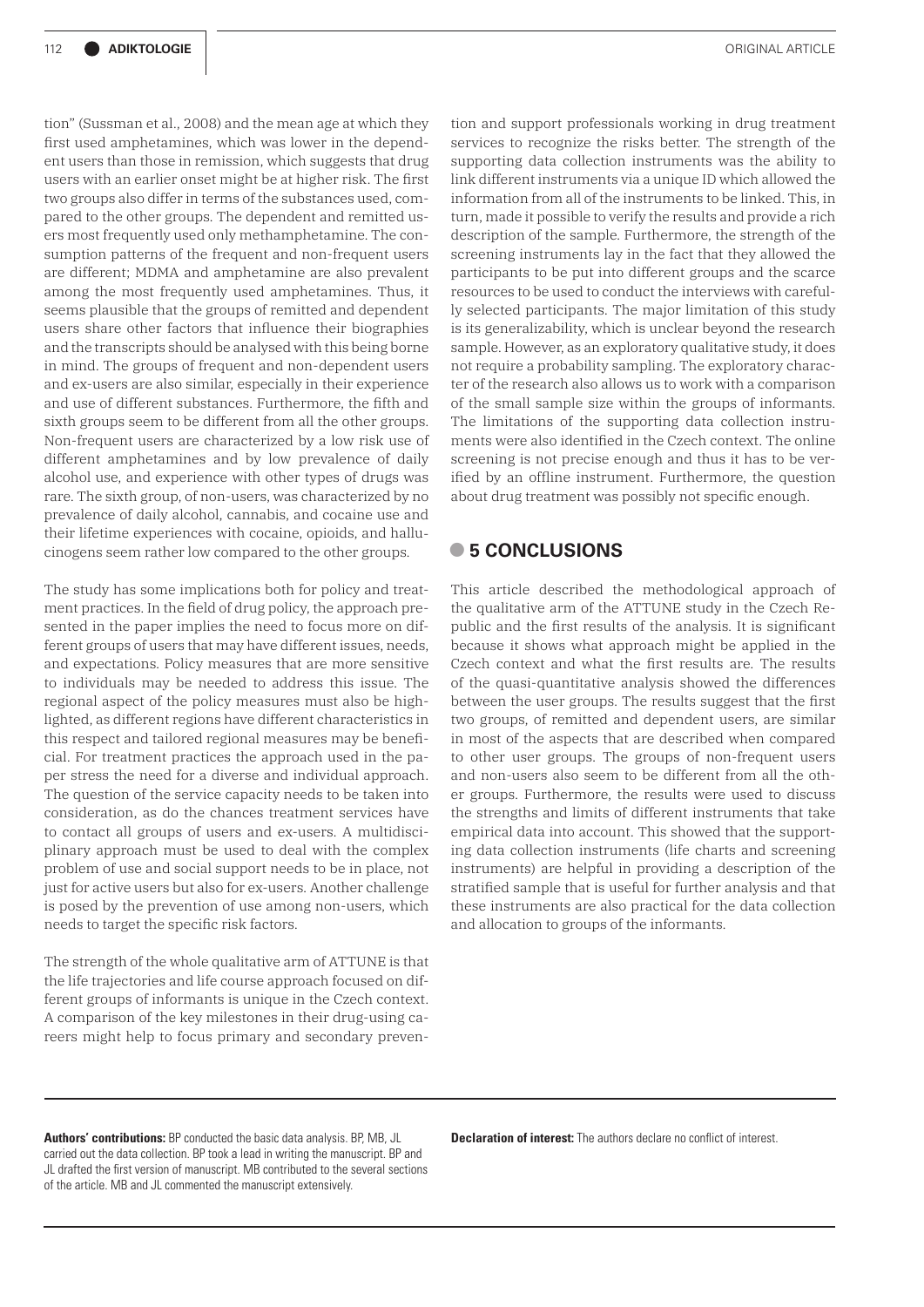tion" (Sussman et al., 2008) and the mean age at which they first used amphetamines, which was lower in the dependent users than those in remission, which suggests that drug users with an earlier onset might be at higher risk. The first two groups also differ in terms of the substances used, compared to the other groups. The dependent and remitted users most frequently used only methamphetamine. The consumption patterns of the frequent and non-frequent users are different; MDMA and amphetamine are also prevalent among the most frequently used amphetamines. Thus, it seems plausible that the groups of remitted and dependent users share other factors that influence their biographies and the transcripts should be analysed with this being borne in mind. The groups of frequent and non-dependent users and ex-users are also similar, especially in their experience and use of different substances. Furthermore, the fifth and sixth groups seem to be different from all the other groups. Non-frequent users are characterized by a low risk use of different amphetamines and by low prevalence of daily alcohol use, and experience with other types of drugs was rare. The sixth group, of non-users, was characterized by no prevalence of daily alcohol, cannabis, and cocaine use and their lifetime experiences with cocaine, opioids, and hallucinogens seem rather low compared to the other groups.

The study has some implications both for policy and treatment practices. In the field of drug policy, the approach presented in the paper implies the need to focus more on different groups of users that may have different issues, needs, and expectations. Policy measures that are more sensitive to individuals may be needed to address this issue. The regional aspect of the policy measures must also be highlighted, as different regions have different characteristics in this respect and tailored regional measures may be beneficial. For treatment practices the approach used in the paper stress the need for a diverse and individual approach. The question of the service capacity needs to be taken into consideration, as do the chances treatment services have to contact all groups of users and ex-users. A multidisciplinary approach must be used to deal with the complex problem of use and social support needs to be in place, not just for active users but also for ex-users. Another challenge is posed by the prevention of use among non-users, which needs to target the specific risk factors.

The strength of the whole qualitative arm of ATTUNE is that the life trajectories and life course approach focused on different groups of informants is unique in the Czech context. A comparison of the key milestones in their drug-using careers might help to focus primary and secondary prevention and support professionals working in drug treatment services to recognize the risks better. The strength of the supporting data collection instruments was the ability to link different instruments via a unique ID which allowed the information from all of the instruments to be linked. This, in turn, made it possible to verify the results and provide a rich description of the sample. Furthermore, the strength of the screening instruments lay in the fact that they allowed the participants to be put into different groups and the scarce resources to be used to conduct the interviews with carefully selected participants. The major limitation of this study is its generalizability, which is unclear beyond the research sample. However, as an exploratory qualitative study, it does not require a probability sampling. The exploratory character of the research also allows us to work with a comparison of the small sample size within the groups of informants. The limitations of the supporting data collection instruments were also identified in the Czech context. The online screening is not precise enough and thus it has to be verified by an offline instrument. Furthermore, the question about drug treatment was possibly not specific enough.

## 5 CONCLUSIONS

This article described the methodological approach of the qualitative arm of the ATTUNE study in the Czech Republic and the first results of the analysis. It is significant because it shows what approach might be applied in the Czech context and what the first results are. The results of the quasi-quantitative analysis showed the differences between the user groups. The results suggest that the first two groups, of remitted and dependent users, are similar in most of the aspects that are described when compared to other user groups. The groups of non-frequent users and non-users also seem to be different from all the other groups. Furthermore, the results were used to discuss the strengths and limits of different instruments that take empirical data into account. This showed that the supporting data collection instruments (life charts and screening instruments) are helpful in providing a description of the stratified sample that is useful for further analysis and that these instruments are also practical for the data collection and allocation to groups of the informants.

**Authors' contributions:** BP conducted the basic data analysis. BP, MB, JL carried out the data collection. BP took a lead in writing the manuscript. BP and JL drafted the first version of manuscript. MB contributed to the several sections of the article. MB and JL commented the manuscript extensively.

**Declaration of interest:** The authors declare no conflict of interest.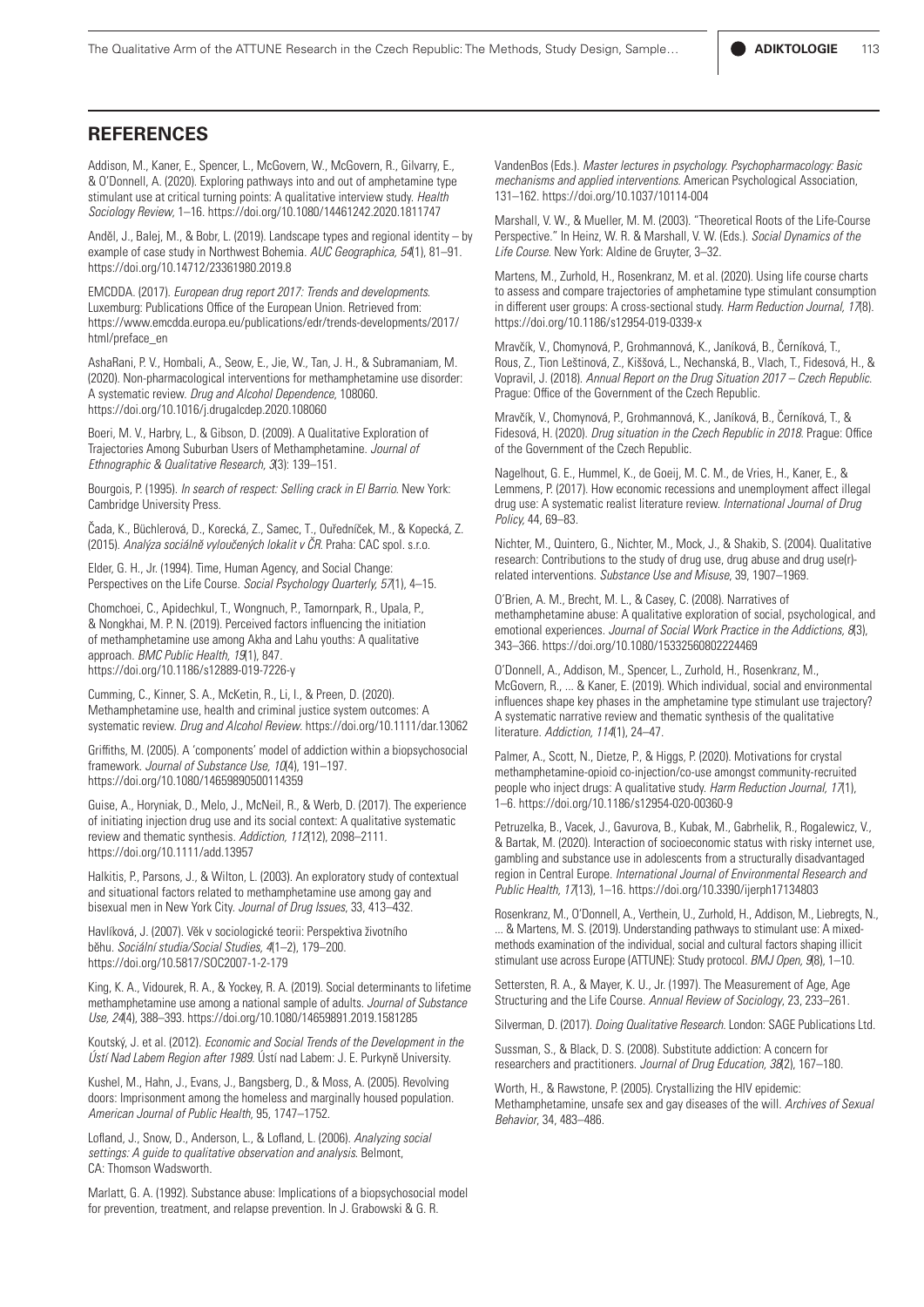## REFERENCES

Addison, M., Kaner, E., Spencer, L., McGovern, W., McGovern, R., Gilvarry, E., & O'Donnell, A. (2020). Exploring pathways into and out of amphetamine type stimulant use at critical turning points: A qualitative interview study. *Health Sociology Review*, 1–16. https://doi.org/10.1080/14461242.2020.1811747

Anděl, J., Balej, M., & Bobr, L. (2019). Landscape types and regional identity – by example of case study in Northwest Bohemia. *AUC Geographica, 54*(1), 81–91. https://doi.org/10.14712/23361980.2019.8

EMCDDA. (2017). *European drug report 2017: Trends and developments*. Luxemburg: Publications Office of the European Union. Retrieved from: https://www.emcdda.europa.eu/publications/edr/trends-developments/2017/html/preface_en

AshaRani, P. V., Hombali, A., Seow, E., Jie, W., Tan, J. H., & Subramaniam, M. (2020). Non-pharmacological interventions for methamphetamine use disorder: A systematic review. *Drug and Alcohol Dependence*, 108060. https://doi.org/10.1016/j.drugalcdep.2020.108060

Boeri, M. V., Harbry, L., & Gibson, D. (2009). A Qualitative Exploration of Trajectories Among Suburban Users of Methamphetamine. *Journal of Ethnographic & Qualitative Research, 3*(3): 139–151.

Bourgois, P. (1995). *In search of respect: Selling crack in El Barrio*. New York: Cambridge University Press.

Čada, K., Büchlerová, D., Korecká, Z., Samec, T., Ouředníček, M., & Kopecká, Z. (2015). *Analýza sociálně vyloučených lokalit v ČR*. Praha: CAC spol. s.r.o.

Elder, G. H., Jr. (1994). Time, Human Agency, and Social Change: Perspectives on the Life Course. *Social Psychology Quarterly, 57*(1), 4–15.

Chomchoei, C., Apidechkul, T., Wongnuch, P., Tamornpark, R., Upala, P., & Nongkhai, M. P. N. (2019). Perceived factors influencing the initiation of methamphetamine use among Akha and Lahu youths: A qualitative approach. *BMC Public Health, 19*(1), 847. https://doi.org/10.1186/s12889-019-7226-y

Cumming, C., Kinner, S. A., McKetin, R., Li, I., & Preen, D. (2020). Methamphetamine use, health and criminal justice system outcomes: A systematic review. *Drug and Alcohol Review*. https://doi.org/10.1111/dar.13062

Griffiths, M. (2005). A 'components' model of addiction within a biopsychosocial framework. *Journal of Substance Use, 10*(4), 191–197. https://doi.org/10.1080/14659890500114359

Guise, A., Horyniak, D., Melo, J., McNeil, R., & Werb, D. (2017). The experience of initiating injection drug use and its social context: A qualitative systematic review and thematic synthesis. *Addiction, 112*(12), 2098–2111. https://doi.org/10.1111/add.13957

Halkitis, P., Parsons, J., & Wilton, L. (2003). An exploratory study of contextual and situational factors related to methamphetamine use among gay and bisexual men in New York City. *Journal of Drug Issues*, 33, 413–432.

Havlíková, J. (2007). Věk v sociologické teorii: Perspektiva životního běhu. *Sociální studia/Social Studies, 4*(1–2), 179–200. https://doi.org/10.5817/SOC2007-1-2-179

King, K. A., Vidourek, R. A., & Yockey, R. A. (2019). Social determinants to lifetime methamphetamine use among a national sample of adults. *Journal of Substance Use, 24*(4), 388–393. https://doi.org/10.1080/14659891.2019.1581285

Koutský, J. et al. (2012). *Economic and Social Trends of the Development in the Ústí Nad Labem Region after 1989*. Ústí nad Labem: J. E. Purkyně University.

Kushel, M., Hahn, J., Evans, J., Bangsberg, D., & Moss, A. (2005). Revolving doors: Imprisonment among the homeless and marginally housed population. *American Journal of Public Health*, 95, 1747–1752.

Lofland, J., Snow, D., Anderson, L., & Lofland, L. (2006). *Analyzing social settings: A guide to qualitative observation and analysis*. Belmont, CA: Thomson Wadsworth.

Marlatt, G. A. (1992). Substance abuse: Implications of a biopsychosocial model for prevention, treatment, and relapse prevention. In J. Grabowski & G. R. VandenBos (Eds.). *Master lectures in psychology. Psychopharmacology: Basic mechanisms and applied interventions*. American Psychological Association, 131–162. https://doi.org/10.1037/10114-004

Marshall, V. W., & Mueller, M. M. (2003). "Theoretical Roots of the Life-Course Perspective." In Heinz, W. R. & Marshall, V. W. (Eds.). *Social Dynamics of the Life Course*. New York: Aldine de Gruyter, 3–32.

Martens, M., Zurhold, H., Rosenkranz, M. et al. (2020). Using life course charts to assess and compare trajectories of amphetamine type stimulant consumption in different user groups: A cross-sectional study. *Harm Reduction Journal, 17*(8). https://doi.org/10.1186/s12954-019-0339-x

Mravčík, V., Chomynová, P., Grohmannová, K., Janíková, B., Černíková, T., Rous, Z., Tion Leštinová, Z., Kiššová, L., Nechanská, B., Vlach, T., Fidesová, H., & Vopravil, J. (2018). *Annual Report on the Drug Situation 2017 – Czech Republic*. Prague: Office of the Government of the Czech Republic.

Mravčík, V., Chomynová, P., Grohmannová, K., Janíková, B., Černíková, T., & Fidesová, H. (2020). *Drug situation in the Czech Republic in 2018*. Prague: Office of the Government of the Czech Republic.

Nagelhout, G. E., Hummel, K., de Goeij, M. C. M., de Vries, H., Kaner, E., & Lemmens, P. (2017). How economic recessions and unemployment affect illegal drug use: A systematic realist literature review. *International Journal of Drug Policy*, 44, 69–83.

Nichter, M., Quintero, G., Nichter, M., Mock, J., & Shakib, S. (2004). Qualitative research: Contributions to the study of drug use, drug abuse and drug use(r)-related interventions. *Substance Use and Misuse*, 39, 1907–1969.

O'Brien, A. M., Brecht, M. L., & Casey, C. (2008). Narratives of methamphetamine abuse: A qualitative exploration of social, psychological, and emotional experiences. *Journal of Social Work Practice in the Addictions, 8*(3), 343–366. https://doi.org/10.1080/15332560802224469

O'Donnell, A., Addison, M., Spencer, L., Zurhold, H., Rosenkranz, M., McGovern, R., ... & Kaner, E. (2019). Which individual, social and environmental influences shape key phases in the amphetamine type stimulant use trajectory? A systematic narrative review and thematic synthesis of the qualitative literature. *Addiction, 114*(1), 24–47.

Palmer, A., Scott, N., Dietze, P., & Higgs, P. (2020). Motivations for crystal methamphetamine-opioid co-injection/co-use amongst community-recruited people who inject drugs: A qualitative study. *Harm Reduction Journal, 17*(1), 1–6. https://doi.org/10.1186/s12954-020-00360-9

Petruzelka, B., Vacek, J., Gavurova, B., Kubak, M., Gabrhelik, R., Rogalewicz, V., & Bartak, M. (2020). Interaction of socioeconomic status with risky internet use, gambling and substance use in adolescents from a structurally disadvantaged region in Central Europe. *International Journal of Environmental Research and Public Health, 17*(13), 1–16. https://doi.org/10.3390/ijerph17134803

Rosenkranz, M., O'Donnell, A., Verthein, U., Zurhold, H., Addison, M., Liebregts, N., ... & Martens, M. S. (2019). Understanding pathways to stimulant use: A mixed-methods examination of the individual, social and cultural factors shaping illicit stimulant use across Europe (ATTUNE): Study protocol. *BMJ Open, 9*(8), 1–10.

Settersten, R. A., & Mayer, K. U., Jr. (1997). The Measurement of Age, Age Structuring and the Life Course. *Annual Review of Sociology*, 23, 233–261.

Silverman, D. (2017). *Doing Qualitative Research*. London: SAGE Publications Ltd.

Sussman, S., & Black, D. S. (2008). Substitute addiction: A concern for researchers and practitioners. *Journal of Drug Education, 38*(2), 167–180.

Worth, H., & Rawstone, P. (2005). Crystallizing the HIV epidemic: Methamphetamine, unsafe sex and gay diseases of the will. *Archives of Sexual Behavior*, 34, 483–486.